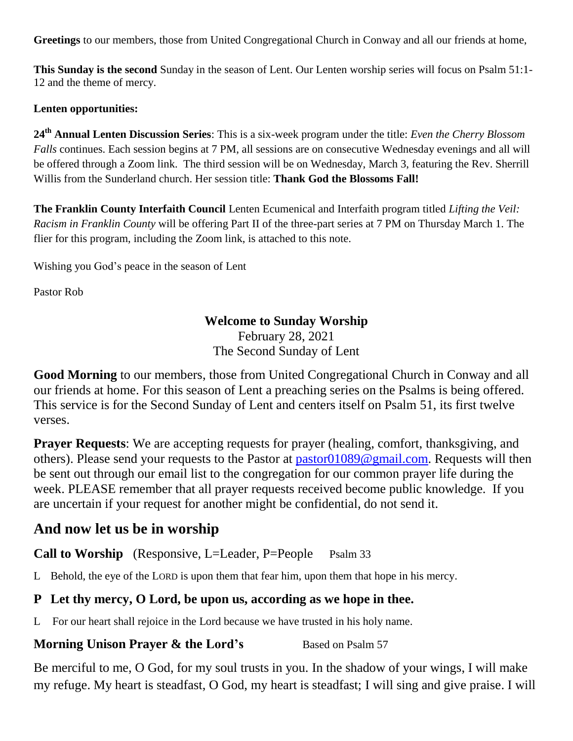**Greetings** to our members, those from United Congregational Church in Conway and all our friends at home,

**This Sunday is the second** Sunday in the season of Lent. Our Lenten worship series will focus on Psalm 51:1-12 and the theme of mercy.

**Lenten opportunities:**

**24th Annual Lenten Discussion Series**: This is a six-week program under the title: *Even the Cherry Blossom Falls* continues. Each session begins at 7 PM, all sessions are on consecutive Wednesday evenings and all will be offered through a Zoom link. The third session will be on Wednesday, March 3, featuring the Rev. Sherrill Willis from the Sunderland church. Her session title: **Thank God the Blossoms Fall!**

**The Franklin County Interfaith Council** Lenten Ecumenical and Interfaith program titled *Lifting the Veil: Racism in Franklin County* will be offering Part II of the three-part series at 7 PM on Thursday March 1. The flier for this program, including the Zoom link, is attached to this note.

Wishing you God's peace in the season of Lent

Pastor Rob

## Welcome to Sunday Worship

February 28, 2021
The Second Sunday of Lent

**Good Morning** to our members, those from United Congregational Church in Conway and all our friends at home. For this season of Lent a preaching series on the Psalms is being offered. This service is for the Second Sunday of Lent and centers itself on Psalm 51, its first twelve verses.

**Prayer Requests**: We are accepting requests for prayer (healing, comfort, thanksgiving, and others). Please send your requests to the Pastor at pastor01089@gmail.com. Requests will then be sent out through our email list to the congregation for our common prayer life during the week. PLEASE remember that all prayer requests received become public knowledge. If you are uncertain if your request for another might be confidential, do not send it.

## And now let us be in worship

**Call to Worship** (Responsive, L=Leader, P=People Psalm 33

L Behold, the eye of the LORD is upon them that fear him, upon them that hope in his mercy.

**P Let thy mercy, O Lord, be upon us, according as we hope in thee.**

L For our heart shall rejoice in the Lord because we have trusted in his holy name.

**Morning Unison Prayer & the Lord's** Based on Psalm 57

Be merciful to me, O God, for my soul trusts in you. In the shadow of your wings, I will make my refuge. My heart is steadfast, O God, my heart is steadfast; I will sing and give praise. I will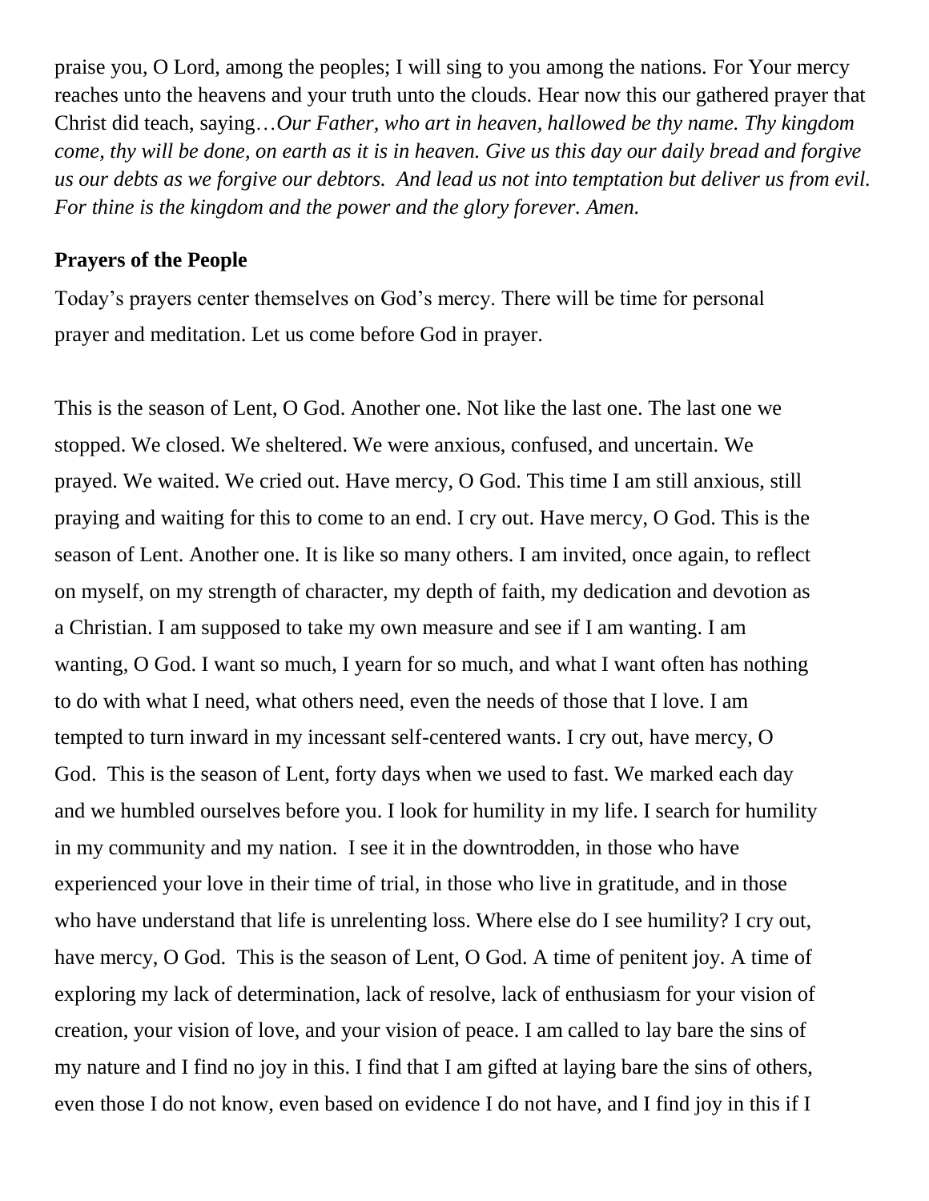praise you, O Lord, among the peoples; I will sing to you among the nations. For Your mercy reaches unto the heavens and your truth unto the clouds. Hear now this our gathered prayer that Christ did teach, saying…*Our Father, who art in heaven, hallowed be thy name. Thy kingdom come, thy will be done, on earth as it is in heaven. Give us this day our daily bread and forgive us our debts as we forgive our debtors. And lead us not into temptation but deliver us from evil. For thine is the kingdom and the power and the glory forever. Amen.*

**Prayers of the People**

Today's prayers center themselves on God's mercy. There will be time for personal prayer and meditation. Let us come before God in prayer.

This is the season of Lent, O God. Another one. Not like the last one. The last one we stopped. We closed. We sheltered. We were anxious, confused, and uncertain. We prayed. We waited. We cried out. Have mercy, O God. This time I am still anxious, still praying and waiting for this to come to an end. I cry out. Have mercy, O God. This is the season of Lent. Another one. It is like so many others. I am invited, once again, to reflect on myself, on my strength of character, my depth of faith, my dedication and devotion as a Christian. I am supposed to take my own measure and see if I am wanting. I am wanting, O God. I want so much, I yearn for so much, and what I want often has nothing to do with what I need, what others need, even the needs of those that I love. I am tempted to turn inward in my incessant self-centered wants. I cry out, have mercy, O God. This is the season of Lent, forty days when we used to fast. We marked each day and we humbled ourselves before you. I look for humility in my life. I search for humility in my community and my nation. I see it in the downtrodden, in those who have experienced your love in their time of trial, in those who live in gratitude, and in those who have understand that life is unrelenting loss. Where else do I see humility? I cry out, have mercy, O God. This is the season of Lent, O God. A time of penitent joy. A time of exploring my lack of determination, lack of resolve, lack of enthusiasm for your vision of creation, your vision of love, and your vision of peace. I am called to lay bare the sins of my nature and I find no joy in this. I find that I am gifted at laying bare the sins of others, even those I do not know, even based on evidence I do not have, and I find joy in this if I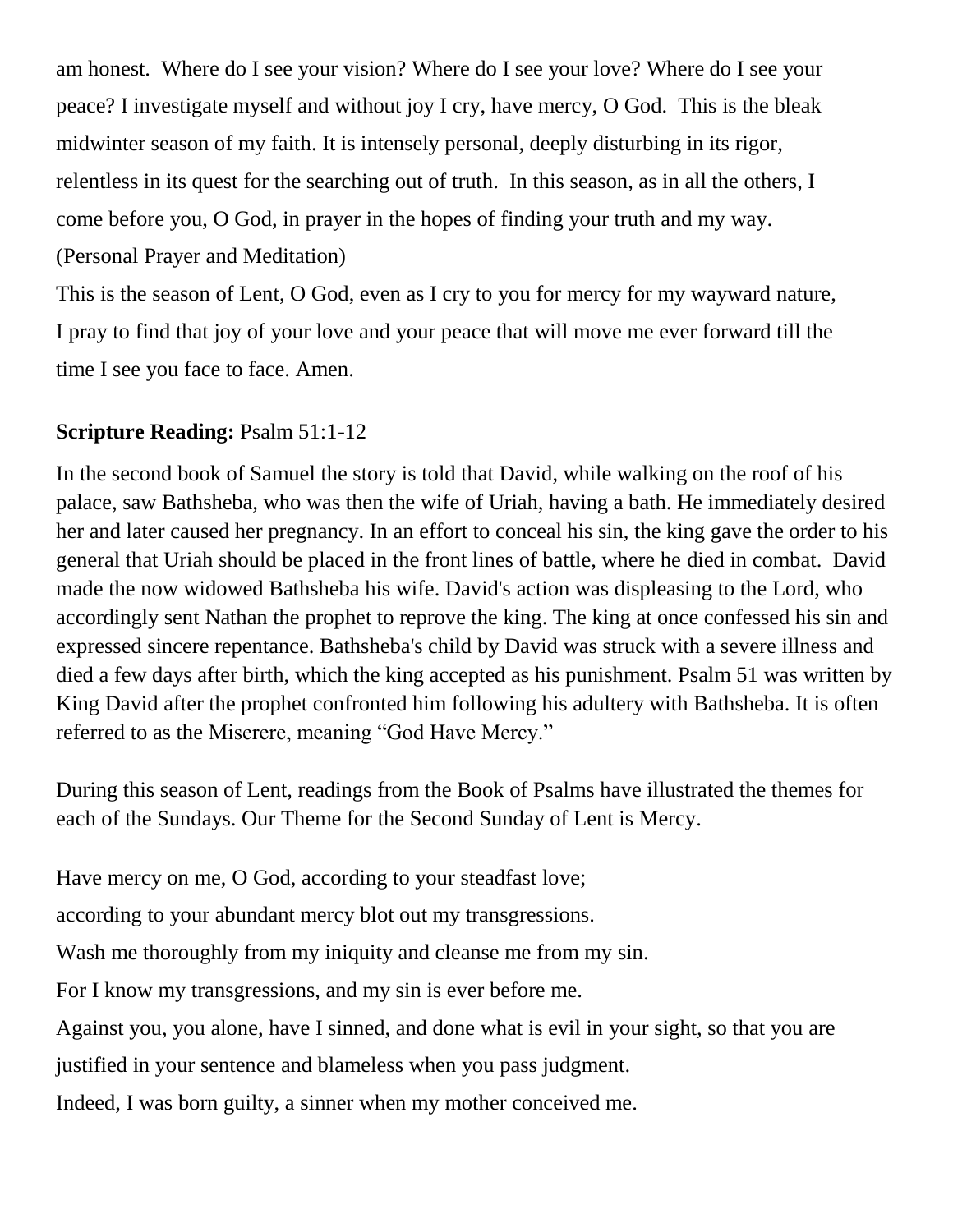am honest. Where do I see your vision? Where do I see your love? Where do I see your peace? I investigate myself and without joy I cry, have mercy, O God. This is the bleak midwinter season of my faith. It is intensely personal, deeply disturbing in its rigor, relentless in its quest for the searching out of truth. In this season, as in all the others, I come before you, O God, in prayer in the hopes of finding your truth and my way.

(Personal Prayer and Meditation)

This is the season of Lent, O God, even as I cry to you for mercy for my wayward nature, I pray to find that joy of your love and your peace that will move me ever forward till the time I see you face to face. Amen.

**Scripture Reading:** Psalm 51:1-12

In the second book of Samuel the story is told that David, while walking on the roof of his palace, saw Bathsheba, who was then the wife of Uriah, having a bath. He immediately desired her and later caused her pregnancy. In an effort to conceal his sin, the king gave the order to his general that Uriah should be placed in the front lines of battle, where he died in combat. David made the now widowed Bathsheba his wife. David's action was displeasing to the Lord, who accordingly sent Nathan the prophet to reprove the king. The king at once confessed his sin and expressed sincere repentance. Bathsheba's child by David was struck with a severe illness and died a few days after birth, which the king accepted as his punishment. Psalm 51 was written by King David after the prophet confronted him following his adultery with Bathsheba. It is often referred to as the Miserere, meaning "God Have Mercy."

During this season of Lent, readings from the Book of Psalms have illustrated the themes for each of the Sundays. Our Theme for the Second Sunday of Lent is Mercy.

Have mercy on me, O God, according to your steadfast love;

according to your abundant mercy blot out my transgressions.

Wash me thoroughly from my iniquity and cleanse me from my sin.

For I know my transgressions, and my sin is ever before me.

Against you, you alone, have I sinned, and done what is evil in your sight, so that you are justified in your sentence and blameless when you pass judgment.

Indeed, I was born guilty, a sinner when my mother conceived me.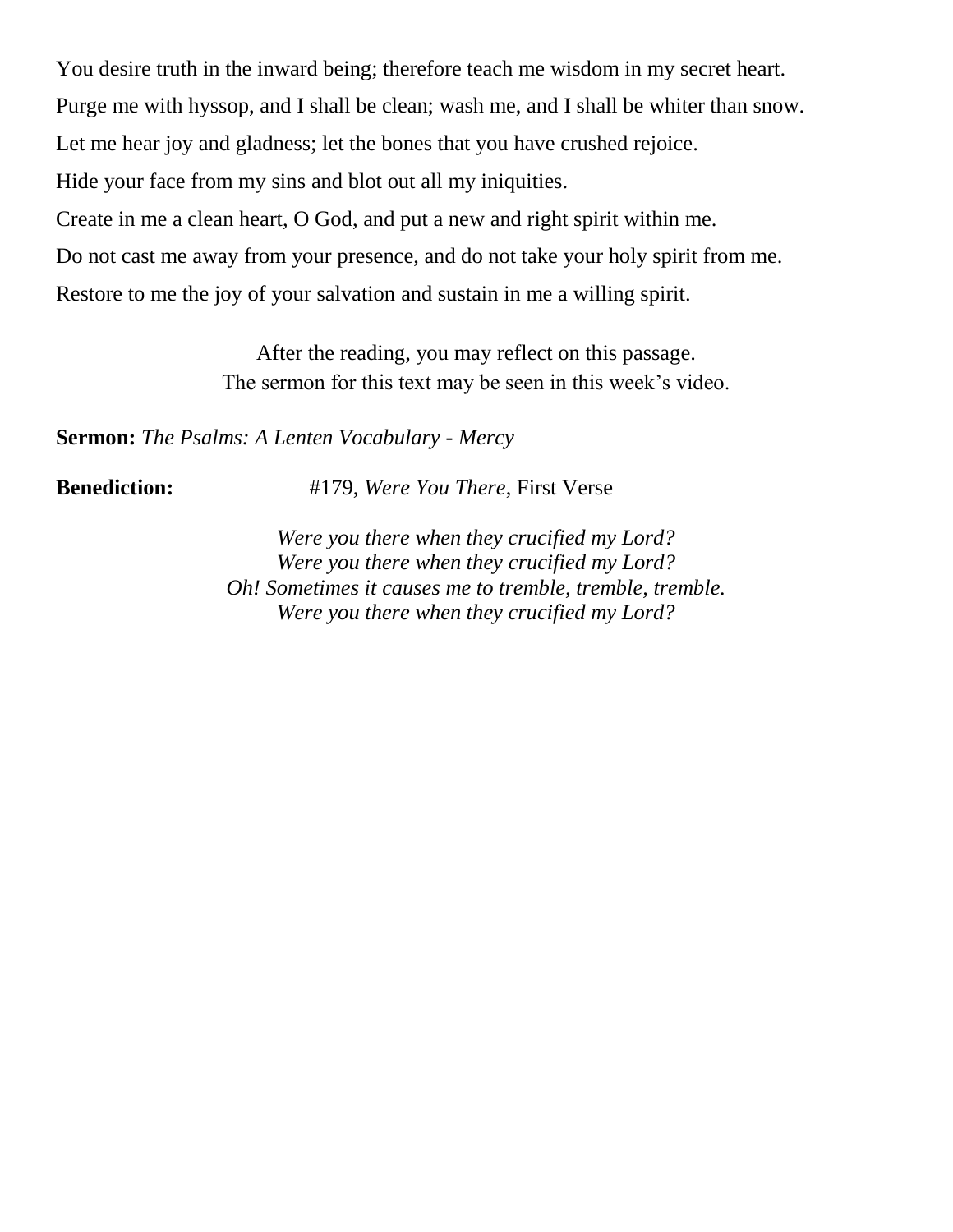You desire truth in the inward being; therefore teach me wisdom in my secret heart.

Purge me with hyssop, and I shall be clean; wash me, and I shall be whiter than snow.

Let me hear joy and gladness; let the bones that you have crushed rejoice.

Hide your face from my sins and blot out all my iniquities.

Create in me a clean heart, O God, and put a new and right spirit within me.

Do not cast me away from your presence, and do not take your holy spirit from me.

Restore to me the joy of your salvation and sustain in me a willing spirit.

After the reading, you may reflect on this passage.
The sermon for this text may be seen in this week's video.

**Sermon:** *The Psalms: A Lenten Vocabulary - Mercy*

**Benediction:** #179, *Were You There*, First Verse

*Were you there when they crucified my Lord?*
*Were you there when they crucified my Lord?*
*Oh! Sometimes it causes me to tremble, tremble, tremble.*
*Were you there when they crucified my Lord?*